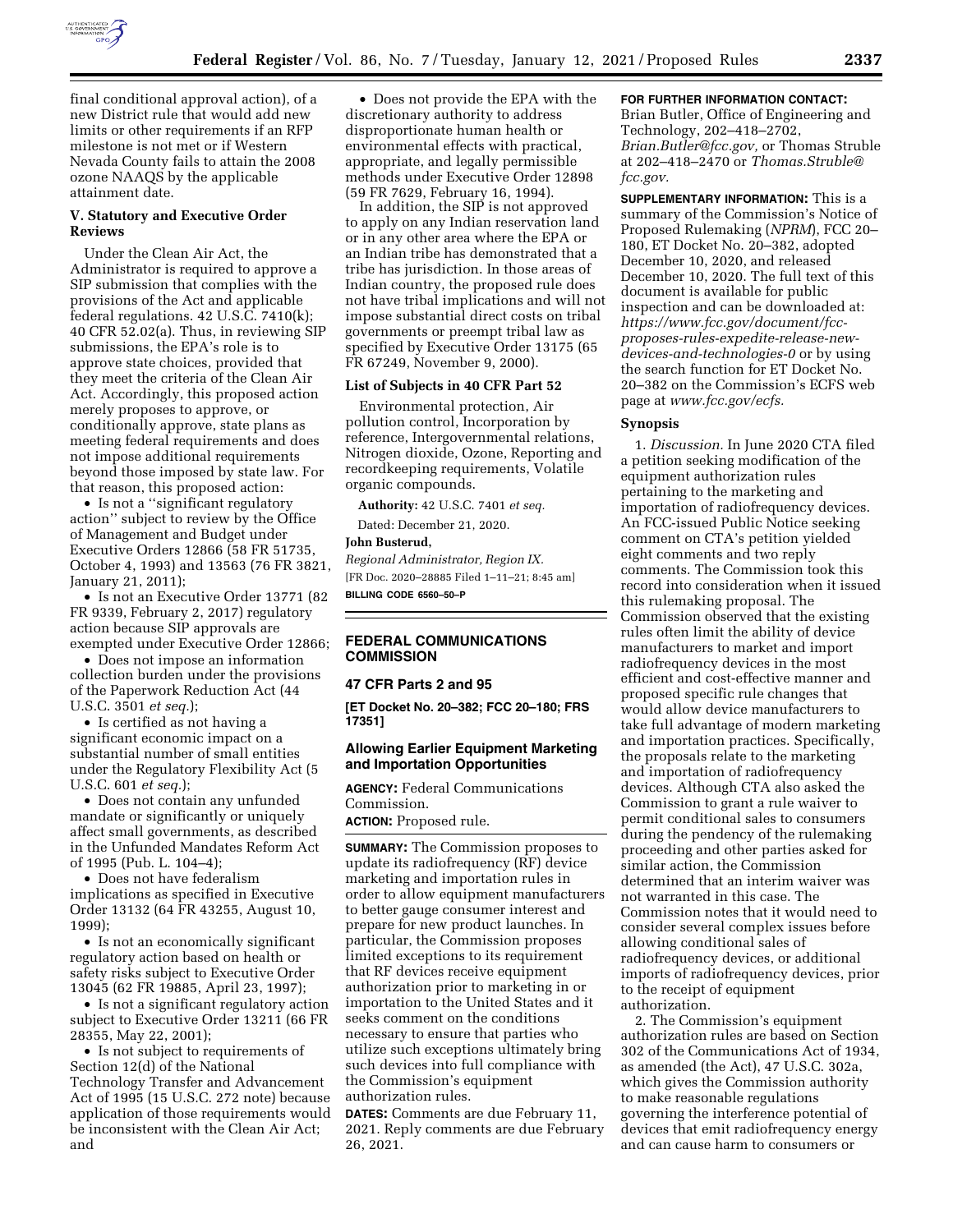final conditional approval action), of a new District rule that would add new limits or other requirements if an RFP milestone is not met or if Western Nevada County fails to attain the 2008 ozone NAAQS by the applicable attainment date.

### V. Statutory and Executive Order Reviews

Under the Clean Air Act, the Administrator is required to approve a SIP submission that complies with the provisions of the Act and applicable federal regulations. 42 U.S.C. 7410(k); 40 CFR 52.02(a). Thus, in reviewing SIP submissions, the EPA's role is to approve state choices, provided that they meet the criteria of the Clean Air Act. Accordingly, this proposed action merely proposes to approve, or conditionally approve, state plans as meeting federal requirements and does not impose additional requirements beyond those imposed by state law. For that reason, this proposed action:

- Is not a "significant regulatory action" subject to review by the Office of Management and Budget under Executive Orders 12866 (58 FR 51735, October 4, 1993) and 13563 (76 FR 3821, January 21, 2011);
- Is not an Executive Order 13771 (82 FR 9339, February 2, 2017) regulatory action because SIP approvals are exempted under Executive Order 12866;
- Does not impose an information collection burden under the provisions of the Paperwork Reduction Act (44 U.S.C. 3501 *et seq.*);
- Is certified as not having a significant economic impact on a substantial number of small entities under the Regulatory Flexibility Act (5 U.S.C. 601 *et seq.*);
- Does not contain any unfunded mandate or significantly or uniquely affect small governments, as described in the Unfunded Mandates Reform Act of 1995 (Pub. L. 104–4);
- Does not have federalism implications as specified in Executive Order 13132 (64 FR 43255, August 10, 1999);
- Is not an economically significant regulatory action based on health or safety risks subject to Executive Order 13045 (62 FR 19885, April 23, 1997);
- Is not a significant regulatory action subject to Executive Order 13211 (66 FR 28355, May 22, 2001);
- Is not subject to requirements of Section 12(d) of the National Technology Transfer and Advancement Act of 1995 (15 U.S.C. 272 note) because application of those requirements would be inconsistent with the Clean Air Act; and
- Does not provide the EPA with the discretionary authority to address disproportionate human health or environmental effects with practical, appropriate, and legally permissible methods under Executive Order 12898 (59 FR 7629, February 16, 1994).

In addition, the SIP is not approved to apply on any Indian reservation land or in any other area where the EPA or an Indian tribe has demonstrated that a tribe has jurisdiction. In those areas of Indian country, the proposed rule does not have tribal implications and will not impose substantial direct costs on tribal governments or preempt tribal law as specified by Executive Order 13175 (65 FR 67249, November 9, 2000).

### List of Subjects in 40 CFR Part 52

Environmental protection, Air pollution control, Incorporation by reference, Intergovernmental relations, Nitrogen dioxide, Ozone, Reporting and recordkeeping requirements, Volatile organic compounds.

**Authority:** 42 U.S.C. 7401 *et seq.*

Dated: December 21, 2020.

**John Busterud,**

*Regional Administrator, Region IX.*

[FR Doc. 2020–28885 Filed 1–11–21; 8:45 am]

**BILLING CODE 6560–50–P**

## FEDERAL COMMUNICATIONS COMMISSION

### 47 CFR Parts 2 and 95

**[ET Docket No. 20–382; FCC 20–180; FRS 17351]**

### Allowing Earlier Equipment Marketing and Importation Opportunities

**AGENCY:** Federal Communications Commission.

**ACTION:** Proposed rule.

**SUMMARY:** The Commission proposes to update its radiofrequency (RF) device marketing and importation rules in order to allow equipment manufacturers to better gauge consumer interest and prepare for new product launches. In particular, the Commission proposes limited exceptions to its requirement that RF devices receive equipment authorization prior to marketing in or importation to the United States and it seeks comment on the conditions necessary to ensure that parties who utilize such exceptions ultimately bring such devices into full compliance with the Commission's equipment authorization rules.

**DATES:** Comments are due February 11, 2021. Reply comments are due February 26, 2021.

**FOR FURTHER INFORMATION CONTACT:** Brian Butler, Office of Engineering and Technology, 202–418–2702, *Brian.Butler@fcc.gov,* or Thomas Struble at 202–418–2470 or *Thomas.Struble@fcc.gov.*

**SUPPLEMENTARY INFORMATION:** This is a summary of the Commission's Notice of Proposed Rulemaking (*NPRM*), FCC 20–180, ET Docket No. 20–382, adopted December 10, 2020, and released December 10, 2020. The full text of this document is available for public inspection and can be downloaded at: *https://www.fcc.gov/document/fcc-proposes-rules-expedite-release-new-devices-and-technologies-0* or by using the search function for ET Docket No. 20–382 on the Commission's ECFS web page at *www.fcc.gov/ecfs.*

### Synopsis

1. *Discussion.* In June 2020 CTA filed a petition seeking modification of the equipment authorization rules pertaining to the marketing and importation of radiofrequency devices. An FCC-issued Public Notice seeking comment on CTA's petition yielded eight comments and two reply comments. The Commission took this record into consideration when it issued this rulemaking proposal. The Commission observed that the existing rules often limit the ability of device manufacturers to market and import radiofrequency devices in the most efficient and cost-effective manner and proposed specific rule changes that would allow device manufacturers to take full advantage of modern marketing and importation practices. Specifically, the proposals relate to the marketing and importation of radiofrequency devices. Although CTA also asked the Commission to grant a rule waiver to permit conditional sales to consumers during the pendency of the rulemaking proceeding and other parties asked for similar action, the Commission determined that an interim waiver was not warranted in this case. The Commission notes that it would need to consider several complex issues before allowing conditional sales of radiofrequency devices, or additional imports of radiofrequency devices, prior to the receipt of equipment authorization.

2. The Commission's equipment authorization rules are based on Section 302 of the Communications Act of 1934, as amended (the Act), 47 U.S.C. 302a, which gives the Commission authority to make reasonable regulations governing the interference potential of devices that emit radiofrequency energy and can cause harm to consumers or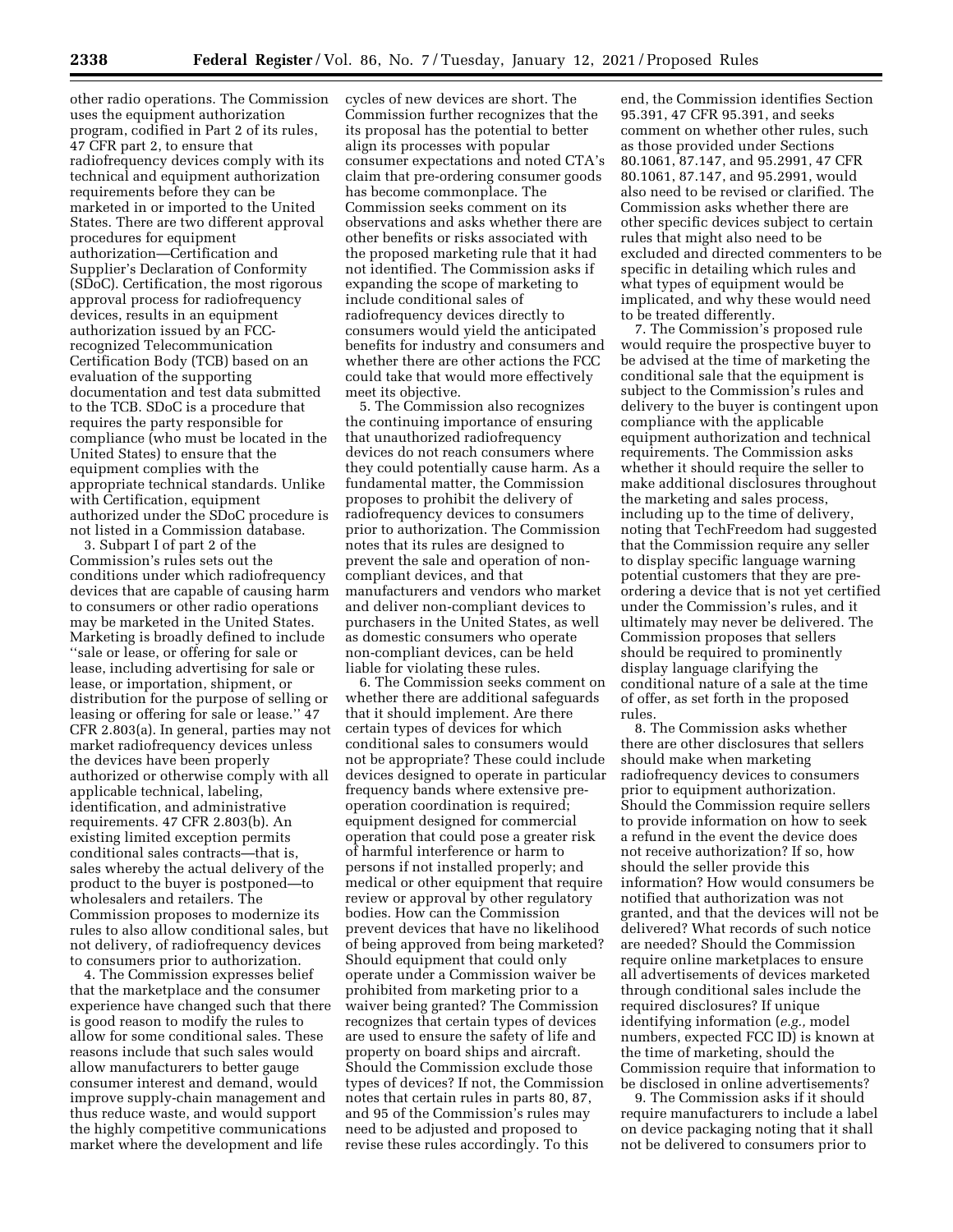other radio operations. The Commission uses the equipment authorization program, codified in Part 2 of its rules, 47 CFR part 2, to ensure that radiofrequency devices comply with its technical and equipment authorization requirements before they can be marketed in or imported to the United States. There are two different approval procedures for equipment authorization—Certification and Supplier's Declaration of Conformity (SDoC). Certification, the most rigorous approval process for radiofrequency devices, results in an equipment authorization issued by an FCC-recognized Telecommunication Certification Body (TCB) based on an evaluation of the supporting documentation and test data submitted to the TCB. SDoC is a procedure that requires the party responsible for compliance (who must be located in the United States) to ensure that the equipment complies with the appropriate technical standards. Unlike with Certification, equipment authorized under the SDoC procedure is not listed in a Commission database.

3. Subpart I of part 2 of the Commission's rules sets out the conditions under which radiofrequency devices that are capable of causing harm to consumers or other radio operations may be marketed in the United States. Marketing is broadly defined to include ''sale or lease, or offering for sale or lease, including advertising for sale or lease, or importation, shipment, or distribution for the purpose of selling or leasing or offering for sale or lease.'' 47 CFR 2.803(a). In general, parties may not market radiofrequency devices unless the devices have been properly authorized or otherwise comply with all applicable technical, labeling, identification, and administrative requirements. 47 CFR 2.803(b). An existing limited exception permits conditional sales contracts—that is, sales whereby the actual delivery of the product to the buyer is postponed—to wholesalers and retailers. The Commission proposes to modernize its rules to also allow conditional sales, but not delivery, of radiofrequency devices to consumers prior to authorization.

4. The Commission expresses belief that the marketplace and the consumer experience have changed such that there is good reason to modify the rules to allow for some conditional sales. These reasons include that such sales would allow manufacturers to better gauge consumer interest and demand, would improve supply-chain management and thus reduce waste, and would support the highly competitive communications market where the development and life cycles of new devices are short. The Commission further recognizes that the its proposal has the potential to better align its processes with popular consumer expectations and noted CTA's claim that pre-ordering consumer goods has become commonplace. The Commission seeks comment on its observations and asks whether there are other benefits or risks associated with the proposed marketing rule that it had not identified. The Commission asks if expanding the scope of marketing to include conditional sales of radiofrequency devices directly to consumers would yield the anticipated benefits for industry and consumers and whether there are other actions the FCC could take that would more effectively meet its objective.

5. The Commission also recognizes the continuing importance of ensuring that unauthorized radiofrequency devices do not reach consumers where they could potentially cause harm. As a fundamental matter, the Commission proposes to prohibit the delivery of radiofrequency devices to consumers prior to authorization. The Commission notes that its rules are designed to prevent the sale and operation of non-compliant devices, and that manufacturers and vendors who market and deliver non-compliant devices to purchasers in the United States, as well as domestic consumers who operate non-compliant devices, can be held liable for violating these rules.

6. The Commission seeks comment on whether there are additional safeguards that it should implement. Are there certain types of devices for which conditional sales to consumers would not be appropriate? These could include devices designed to operate in particular frequency bands where extensive pre-operation coordination is required; equipment designed for commercial operation that could pose a greater risk of harmful interference or harm to persons if not installed properly; and medical or other equipment that require review or approval by other regulatory bodies. How can the Commission prevent devices that have no likelihood of being approved from being marketed? Should equipment that could only operate under a Commission waiver be prohibited from marketing prior to a waiver being granted? The Commission recognizes that certain types of devices are used to ensure the safety of life and property on board ships and aircraft. Should the Commission exclude those types of devices? If not, the Commission notes that certain rules in parts 80, 87, and 95 of the Commission's rules may need to be adjusted and proposed to revise these rules accordingly. To this end, the Commission identifies Section 95.391, 47 CFR 95.391, and seeks comment on whether other rules, such as those provided under Sections 80.1061, 87.147, and 95.2991, 47 CFR 80.1061, 87.147, and 95.2991, would also need to be revised or clarified. The Commission asks whether there are other specific devices subject to certain rules that might also need to be excluded and directed commenters to be specific in detailing which rules and what types of equipment would be implicated, and why these would need to be treated differently.

7. The Commission's proposed rule would require the prospective buyer to be advised at the time of marketing the conditional sale that the equipment is subject to the Commission's rules and delivery to the buyer is contingent upon compliance with the applicable equipment authorization and technical requirements. The Commission asks whether it should require the seller to make additional disclosures throughout the marketing and sales process, including up to the time of delivery, noting that TechFreedom had suggested that the Commission require any seller to display specific language warning potential customers that they are pre-ordering a device that is not yet certified under the Commission's rules, and it ultimately may never be delivered. The Commission proposes that sellers should be required to prominently display language clarifying the conditional nature of a sale at the time of offer, as set forth in the proposed rules.

8. The Commission asks whether there are other disclosures that sellers should make when marketing radiofrequency devices to consumers prior to equipment authorization. Should the Commission require sellers to provide information on how to seek a refund in the event the device does not receive authorization? If so, how should the seller provide this information? How would consumers be notified that authorization was not granted, and that the devices will not be delivered? What records of such notice are needed? Should the Commission require online marketplaces to ensure all advertisements of devices marketed through conditional sales include the required disclosures? If unique identifying information (*e.g.,* model numbers, expected FCC ID) is known at the time of marketing, should the Commission require that information to be disclosed in online advertisements?

9. The Commission asks if it should require manufacturers to include a label on device packaging noting that it shall not be delivered to consumers prior to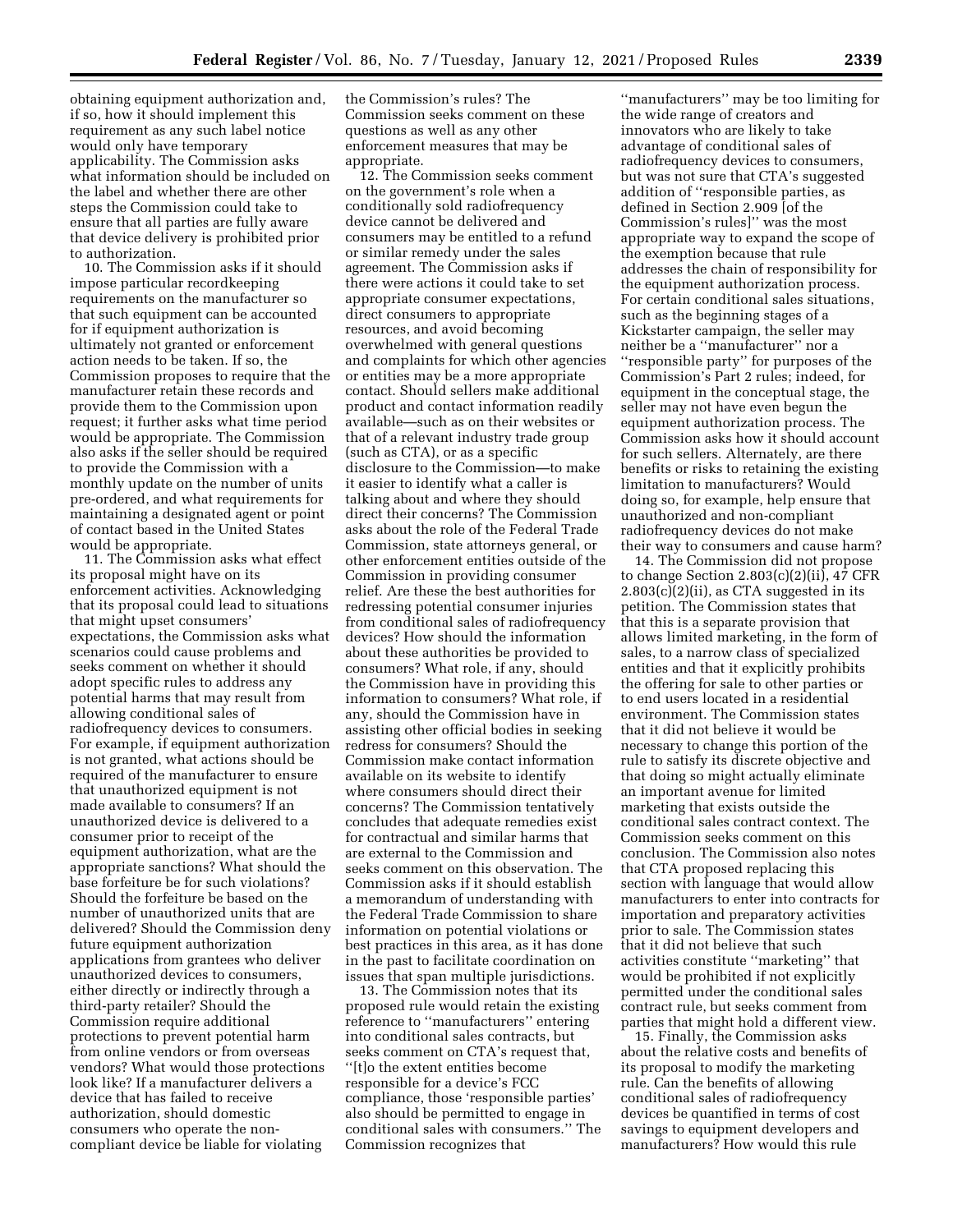obtaining equipment authorization and, if so, how it should implement this requirement as any such label notice would only have temporary applicability. The Commission asks what information should be included on the label and whether there are other steps the Commission could take to ensure that all parties are fully aware that device delivery is prohibited prior to authorization.

10. The Commission asks if it should impose particular recordkeeping requirements on the manufacturer so that such equipment can be accounted for if equipment authorization is ultimately not granted or enforcement action needs to be taken. If so, the Commission proposes to require that the manufacturer retain these records and provide them to the Commission upon request; it further asks what time period would be appropriate. The Commission also asks if the seller should be required to provide the Commission with a monthly update on the number of units pre-ordered, and what requirements for maintaining a designated agent or point of contact based in the United States would be appropriate.

11. The Commission asks what effect its proposal might have on its enforcement activities. Acknowledging that its proposal could lead to situations that might upset consumers' expectations, the Commission asks what scenarios could cause problems and seeks comment on whether it should adopt specific rules to address any potential harms that may result from allowing conditional sales of radiofrequency devices to consumers. For example, if equipment authorization is not granted, what actions should be required of the manufacturer to ensure that unauthorized equipment is not made available to consumers? If an unauthorized device is delivered to a consumer prior to receipt of the equipment authorization, what are the appropriate sanctions? What should the base forfeiture be for such violations? Should the forfeiture be based on the number of unauthorized units that are delivered? Should the Commission deny future equipment authorization applications from grantees who deliver unauthorized devices to consumers, either directly or indirectly through a third-party retailer? Should the Commission require additional protections to prevent potential harm from online vendors or from overseas vendors? What would those protections look like? If a manufacturer delivers a device that has failed to receive authorization, should domestic consumers who operate the non-compliant device be liable for violating the Commission's rules? The Commission seeks comment on these questions as well as any other enforcement measures that may be appropriate.

12. The Commission seeks comment on the government's role when a conditionally sold radiofrequency device cannot be delivered and consumers may be entitled to a refund or similar remedy under the sales agreement. The Commission asks if there were actions it could take to set appropriate consumer expectations, direct consumers to appropriate resources, and avoid becoming overwhelmed with general questions and complaints for which other agencies or entities may be a more appropriate contact. Should sellers make additional product and contact information readily available—such as on their websites or that of a relevant industry trade group (such as CTA), or as a specific disclosure to the Commission—to make it easier to identify what a caller is talking about and where they should direct their concerns? The Commission asks about the role of the Federal Trade Commission, state attorneys general, or other enforcement entities outside of the Commission in providing consumer relief. Are these the best authorities for redressing potential consumer injuries from conditional sales of radiofrequency devices? How should the information about these authorities be provided to consumers? What role, if any, should the Commission have in providing this information to consumers? What role, if any, should the Commission have in assisting other official bodies in seeking redress for consumers? Should the Commission make contact information available on its website to identify where consumers should direct their concerns? The Commission tentatively concludes that adequate remedies exist for contractual and similar harms that are external to the Commission and seeks comment on this observation. The Commission asks if it should establish a memorandum of understanding with the Federal Trade Commission to share information on potential violations or best practices in this area, as it has done in the past to facilitate coordination on issues that span multiple jurisdictions.

13. The Commission notes that its proposed rule would retain the existing reference to ''manufacturers'' entering into conditional sales contracts, but seeks comment on CTA's request that, ''[t]o the extent entities become responsible for a device's FCC compliance, those 'responsible parties' also should be permitted to engage in conditional sales with consumers.'' The Commission recognizes that ''manufacturers'' may be too limiting for the wide range of creators and innovators who are likely to take advantage of conditional sales of radiofrequency devices to consumers, but was not sure that CTA's suggested addition of ''responsible parties, as defined in Section 2.909 [of the Commission's rules]'' was the most appropriate way to expand the scope of the exemption because that rule addresses the chain of responsibility for the equipment authorization process. For certain conditional sales situations, such as the beginning stages of a Kickstarter campaign, the seller may neither be a ''manufacturer'' nor a ''responsible party'' for purposes of the Commission's Part 2 rules; indeed, for equipment in the conceptual stage, the seller may not have even begun the equipment authorization process. The Commission asks how it should account for such sellers. Alternately, are there benefits or risks to retaining the existing limitation to manufacturers? Would doing so, for example, help ensure that unauthorized and non-compliant radiofrequency devices do not make their way to consumers and cause harm?

14. The Commission did not propose to change Section 2.803(c)(2)(ii), 47 CFR 2.803(c)(2)(ii), as CTA suggested in its petition. The Commission states that this is a separate provision that allows limited marketing, in the form of sales, to a narrow class of specialized entities and that it explicitly prohibits the offering for sale to other parties or to end users located in a residential environment. The Commission states that it did not believe it would be necessary to change this portion of the rule to satisfy its discrete objective and that doing so might actually eliminate an important avenue for limited marketing that exists outside the conditional sales contract context. The Commission seeks comment on this conclusion. The Commission also notes that CTA proposed replacing this section with language that would allow manufacturers to enter into contracts for importation and preparatory activities prior to sale. The Commission states that it did not believe that such activities constitute ''marketing'' that would be prohibited if not explicitly permitted under the conditional sales contract rule, but seeks comment from parties that might hold a different view.

15. Finally, the Commission asks about the relative costs and benefits of its proposal to modify the marketing rule. Can the benefits of allowing conditional sales of radiofrequency devices be quantified in terms of cost savings to equipment developers and manufacturers? How would this rule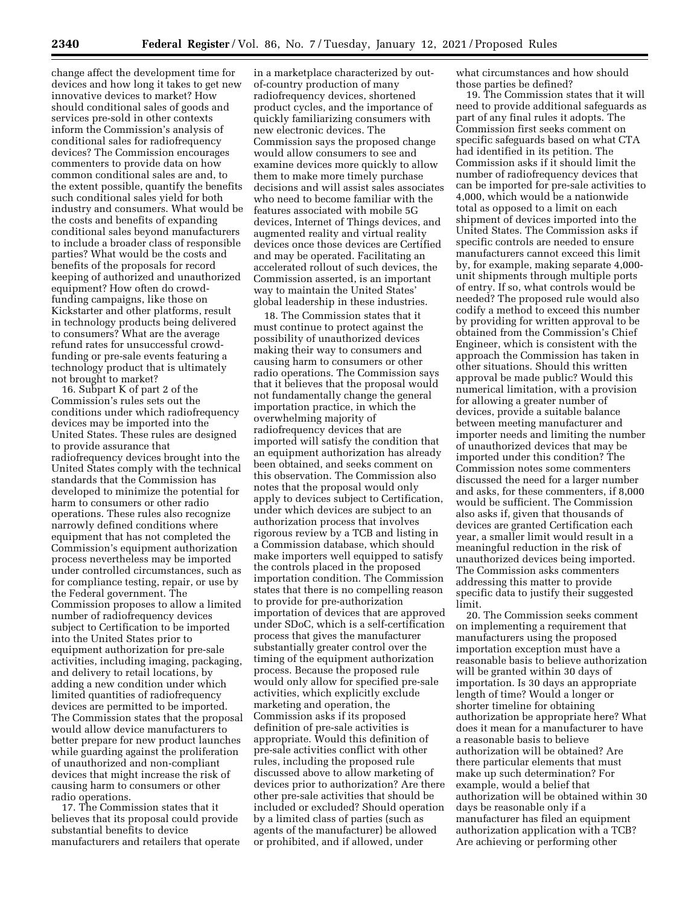change affect the development time for devices and how long it takes to get new innovative devices to market? How should conditional sales of goods and services pre-sold in other contexts inform the Commission's analysis of conditional sales for radiofrequency devices? The Commission encourages commenters to provide data on how common conditional sales are and, to the extent possible, quantify the benefits such conditional sales yield for both industry and consumers. What would be the costs and benefits of expanding conditional sales beyond manufacturers to include a broader class of responsible parties? What would be the costs and benefits of the proposals for record keeping of authorized and unauthorized equipment? How often do crowd-funding campaigns, like those on Kickstarter and other platforms, result in technology products being delivered to consumers? What are the average refund rates for unsuccessful crowd-funding or pre-sale events featuring a technology product that is ultimately not brought to market?

16. Subpart K of part 2 of the Commission's rules sets out the conditions under which radiofrequency devices may be imported into the United States. These rules are designed to provide assurance that radiofrequency devices brought into the United States comply with the technical standards that the Commission has developed to minimize the potential for harm to consumers or other radio operations. These rules also recognize narrowly defined conditions where equipment that has not completed the Commission's equipment authorization process nevertheless may be imported under controlled circumstances, such as for compliance testing, repair, or use by the Federal government. The Commission proposes to allow a limited number of radiofrequency devices subject to Certification to be imported into the United States prior to equipment authorization for pre-sale activities, including imaging, packaging, and delivery to retail locations, by adding a new condition under which limited quantities of radiofrequency devices are permitted to be imported. The Commission states that the proposal would allow device manufacturers to better prepare for new product launches while guarding against the proliferation of unauthorized and non-compliant devices that might increase the risk of causing harm to consumers or other radio operations.

17. The Commission states that it believes that its proposal could provide substantial benefits to device manufacturers and retailers that operate in a marketplace characterized by out-of-country production of many radiofrequency devices, shortened product cycles, and the importance of quickly familiarizing consumers with new electronic devices. The Commission says the proposed change would allow consumers to see and examine devices more quickly to allow them to make more timely purchase decisions and will assist sales associates who need to become familiar with the features associated with mobile 5G devices, Internet of Things devices, and augmented reality and virtual reality devices once those devices are Certified and may be operated. Facilitating an accelerated rollout of such devices, the Commission asserted, is an important way to maintain the United States' global leadership in these industries.

18. The Commission states that it must continue to protect against the possibility of unauthorized devices making their way to consumers and causing harm to consumers or other radio operations. The Commission says that it believes that the proposal would not fundamentally change the general importation practice, in which the overwhelming majority of radiofrequency devices that are imported will satisfy the condition that an equipment authorization has already been obtained, and seeks comment on this observation. The Commission also notes that the proposal would only apply to devices subject to Certification, under which devices are subject to an authorization process that involves rigorous review by a TCB and listing in a Commission database, which should make importers well equipped to satisfy the controls placed in the proposed importation condition. The Commission states that there is no compelling reason to provide for pre-authorization importation of devices that are approved under SDoC, which is a self-certification process that gives the manufacturer substantially greater control over the timing of the equipment authorization process. Because the proposed rule would only allow for specified pre-sale activities, which explicitly exclude marketing and operation, the Commission asks if its proposed definition of pre-sale activities is appropriate. Would this definition of pre-sale activities conflict with other rules, including the proposed rule discussed above to allow marketing of devices prior to authorization? Are there other pre-sale activities that should be included or excluded? Should operation by a limited class of parties (such as agents of the manufacturer) be allowed or prohibited, and if allowed, under what circumstances and how should those parties be defined?

19. The Commission states that it will need to provide additional safeguards as part of any final rules it adopts. The Commission first seeks comment on specific safeguards based on what CTA had identified in its petition. The Commission asks if it should limit the number of radiofrequency devices that can be imported for pre-sale activities to 4,000, which would be a nationwide total as opposed to a limit on each shipment of devices imported into the United States. The Commission asks if specific controls are needed to ensure manufacturers cannot exceed this limit by, for example, making separate 4,000-unit shipments through multiple ports of entry. If so, what controls would be needed? The proposed rule would also codify a method to exceed this number by providing for written approval to be obtained from the Commission's Chief Engineer, which is consistent with the approach the Commission has taken in other situations. Should this written approval be made public? Would this numerical limitation, with a provision for allowing a greater number of devices, provide a suitable balance between meeting manufacturer and importer needs and limiting the number of unauthorized devices that may be imported under this condition? The Commission notes some commenters discussed the need for a larger number and asks, for these commenters, if 8,000 would be sufficient. The Commission also asks if, given that thousands of devices are granted Certification each year, a smaller limit would result in a meaningful reduction in the risk of unauthorized devices being imported. The Commission asks commenters addressing this matter to provide specific data to justify their suggested limit.

20. The Commission seeks comment on implementing a requirement that manufacturers using the proposed importation exception must have a reasonable basis to believe authorization will be granted within 30 days of importation. Is 30 days an appropriate length of time? Would a longer or shorter timeline for obtaining authorization be appropriate here? What does it mean for a manufacturer to have a reasonable basis to believe authorization will be obtained? Are there particular elements that must make up such determination? For example, would a belief that authorization will be obtained within 30 days be reasonable only if a manufacturer has filed an equipment authorization application with a TCB? Are achieving or performing other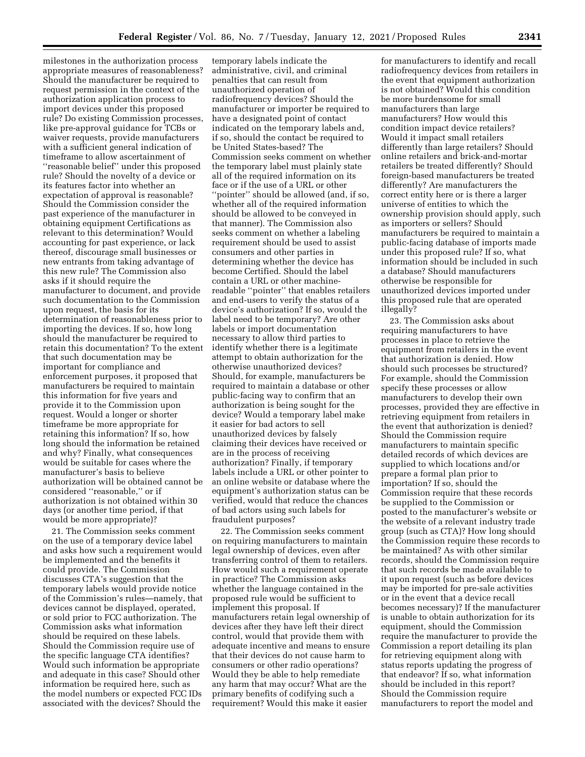milestones in the authorization process appropriate measures of reasonableness? Should the manufacturer be required to request permission in the context of the authorization application process to import devices under this proposed rule? Do existing Commission processes, like pre-approval guidance for TCBs or waiver requests, provide manufacturers with a sufficient general indication of timeframe to allow ascertainment of ''reasonable belief'' under this proposed rule? Should the novelty of a device or its features factor into whether an expectation of approval is reasonable? Should the Commission consider the past experience of the manufacturer in obtaining equipment Certifications as relevant to this determination? Would accounting for past experience, or lack thereof, discourage small businesses or new entrants from taking advantage of this new rule? The Commission also asks if it should require the manufacturer to document, and provide such documentation to the Commission upon request, the basis for its determination of reasonableness prior to importing the devices. If so, how long should the manufacturer be required to retain this documentation? To the extent that such documentation may be important for compliance and enforcement purposes, it proposed that manufacturers be required to maintain this information for five years and provide it to the Commission upon request. Would a longer or shorter timeframe be more appropriate for retaining this information? If so, how long should the information be retained and why? Finally, what consequences would be suitable for cases where the manufacturer's basis to believe authorization will be obtained cannot be considered ''reasonable,'' or if authorization is not obtained within 30 days (or another time period, if that would be more appropriate)?

21. The Commission seeks comment on the use of a temporary device label and asks how such a requirement would be implemented and the benefits it could provide. The Commission discusses CTA's suggestion that the temporary labels would provide notice of the Commission's rules—namely, that devices cannot be displayed, operated, or sold prior to FCC authorization. The Commission asks what information should be required on these labels. Should the Commission require use of the specific language CTA identifies? Would such information be appropriate and adequate in this case? Should other information be required here, such as the model numbers or expected FCC IDs associated with the devices? Should the temporary labels indicate the administrative, civil, and criminal penalties that can result from unauthorized operation of radiofrequency devices? Should the manufacturer or importer be required to have a designated point of contact indicated on the temporary labels and, if so, should the contact be required to be United States-based? The Commission seeks comment on whether the temporary label must plainly state all of the required information on its face or if the use of a URL or other ''pointer'' should be allowed (and, if so, whether all of the required information should be allowed to be conveyed in that manner). The Commission also seeks comment on whether a labeling requirement should be used to assist consumers and other parties in determining whether the device has become Certified. Should the label contain a URL or other machine-readable ''pointer'' that enables retailers and end-users to verify the status of a device's authorization? If so, would the label need to be temporary? Are other labels or import documentation necessary to allow third parties to identify whether there is a legitimate attempt to obtain authorization for the otherwise unauthorized devices? Should, for example, manufacturers be required to maintain a database or other public-facing way to confirm that an authorization is being sought for the device? Would a temporary label make it easier for bad actors to sell unauthorized devices by falsely claiming their devices have received or are in the process of receiving authorization? Finally, if temporary labels include a URL or other pointer to an online website or database where the equipment's authorization status can be verified, would that reduce the chances of bad actors using such labels for fraudulent purposes?

22. The Commission seeks comment on requiring manufacturers to maintain legal ownership of devices, even after transferring control of them to retailers. How would such a requirement operate in practice? The Commission asks whether the language contained in the proposed rule would be sufficient to implement this proposal. If manufacturers retain legal ownership of devices after they have left their direct control, would that provide them with adequate incentive and means to ensure that their devices do not cause harm to consumers or other radio operations? Would they be able to help remediate any harm that may occur? What are the primary benefits of codifying such a requirement? Would this make it easier for manufacturers to identify and recall radiofrequency devices from retailers in the event that equipment authorization is not obtained? Would this condition be more burdensome for small manufacturers than large manufacturers? How would this condition impact device retailers? Would it impact small retailers differently than large retailers? Should online retailers and brick-and-mortar retailers be treated differently? Should foreign-based manufacturers be treated differently? Are manufacturers the correct entity here or is there a larger universe of entities to which the ownership provision should apply, such as importers or sellers? Should manufacturers be required to maintain a public-facing database of imports made under this proposed rule? If so, what information should be included in such a database? Should manufacturers otherwise be responsible for unauthorized devices imported under this proposed rule that are operated illegally?

23. The Commission asks about requiring manufacturers to have processes in place to retrieve the equipment from retailers in the event that authorization is denied. How should such processes be structured? For example, should the Commission specify these processes or allow manufacturers to develop their own processes, provided they are effective in retrieving equipment from retailers in the event that authorization is denied? Should the Commission require manufacturers to maintain specific detailed records of which devices are supplied to which locations and/or prepare a formal plan prior to importation? If so, should the Commission require that these records be supplied to the Commission or posted to the manufacturer's website or the website of a relevant industry trade group (such as CTA)? How long should the Commission require these records to be maintained? As with other similar records, should the Commission require that such records be made available to it upon request (such as before devices may be imported for pre-sale activities or in the event that a device recall becomes necessary)? If the manufacturer is unable to obtain authorization for its equipment, should the Commission require the manufacturer to provide the Commission a report detailing its plan for retrieving equipment along with status reports updating the progress of that endeavor? If so, what information should be included in this report? Should the Commission require manufacturers to report the model and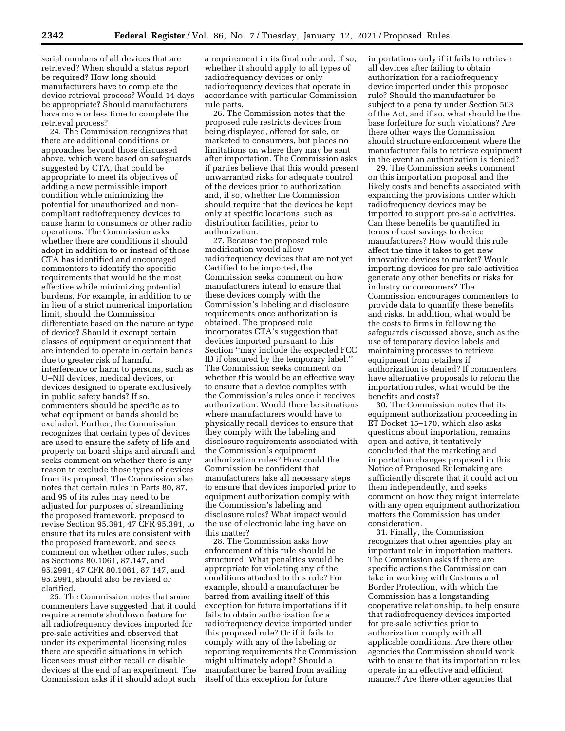serial numbers of all devices that are retrieved? When should a status report be required? How long should manufacturers have to complete the device retrieval process? Would 14 days be appropriate? Should manufacturers have more or less time to complete the retrieval process?

24. The Commission recognizes that there are additional conditions or approaches beyond those discussed above, which were based on safeguards suggested by CTA, that could be appropriate to meet its objectives of adding a new permissible import condition while minimizing the potential for unauthorized and non-compliant radiofrequency devices to cause harm to consumers or other radio operations. The Commission asks whether there are conditions it should adopt in addition to or instead of those CTA has identified and encouraged commenters to identify the specific requirements that would be the most effective while minimizing potential burdens. For example, in addition to or in lieu of a strict numerical importation limit, should the Commission differentiate based on the nature or type of device? Should it exempt certain classes of equipment or equipment that are intended to operate in certain bands due to greater risk of harmful interference or harm to persons, such as U–NII devices, medical devices, or devices designed to operate exclusively in public safety bands? If so, commenters should be specific as to what equipment or bands should be excluded. Further, the Commission recognizes that certain types of devices are used to ensure the safety of life and property on board ships and aircraft and seeks comment on whether there is any reason to exclude those types of devices from its proposal. The Commission also notes that certain rules in Parts 80, 87, and 95 of its rules may need to be adjusted for purposes of streamlining the proposed framework, proposed to revise Section 95.391, 47 CFR 95.391, to ensure that its rules are consistent with the proposed framework, and seeks comment on whether other rules, such as Sections 80.1061, 87.147, and 95.2991, 47 CFR 80.1061, 87.147, and 95.2991, should also be revised or clarified.

25. The Commission notes that some commenters have suggested that it could require a remote shutdown feature for all radiofrequency devices imported for pre-sale activities and observed that under its experimental licensing rules there are specific situations in which licensees must either recall or disable devices at the end of an experiment. The Commission asks if it should adopt such a requirement in its final rule and, if so, whether it should apply to all types of radiofrequency devices or only radiofrequency devices that operate in accordance with particular Commission rule parts.

26. The Commission notes that the proposed rule restricts devices from being displayed, offered for sale, or marketed to consumers, but places no limitations on where they may be sent after importation. The Commission asks if parties believe that this would present unwarranted risks for adequate control of the devices prior to authorization and, if so, whether the Commission should require that the devices be kept only at specific locations, such as distribution facilities, prior to authorization.

27. Because the proposed rule modification would allow radiofrequency devices that are not yet Certified to be imported, the Commission seeks comment on how manufacturers intend to ensure that these devices comply with the Commission's labeling and disclosure requirements once authorization is obtained. The proposed rule incorporates CTA's suggestion that devices imported pursuant to this Section ''may include the expected FCC ID if obscured by the temporary label.'' The Commission seeks comment on whether this would be an effective way to ensure that a device complies with the Commission's rules once it receives authorization. Would there be situations where manufacturers would have to physically recall devices to ensure that they comply with the labeling and disclosure requirements associated with the Commission's equipment authorization rules? How could the Commission be confident that manufacturers take all necessary steps to ensure that devices imported prior to equipment authorization comply with the Commission's labeling and disclosure rules? What impact would the use of electronic labeling have on this matter?

28. The Commission asks how enforcement of this rule should be structured. What penalties would be appropriate for violating any of the conditions attached to this rule? For example, should a manufacturer be barred from availing itself of this exception for future importations if it fails to obtain authorization for a radiofrequency device imported under this proposed rule? Or if it fails to comply with any of the labeling or reporting requirements the Commission might ultimately adopt? Should a manufacturer be barred from availing itself of this exception for future importations only if it fails to retrieve all devices after failing to obtain authorization for a radiofrequency device imported under this proposed rule? Should the manufacturer be subject to a penalty under Section 503 of the Act, and if so, what should be the base forfeiture for such violations? Are there other ways the Commission should structure enforcement where the manufacturer fails to retrieve equipment in the event an authorization is denied?

29. The Commission seeks comment on this importation proposal and the likely costs and benefits associated with expanding the provisions under which radiofrequency devices may be imported to support pre-sale activities. Can these benefits be quantified in terms of cost savings to device manufacturers? How would this rule affect the time it takes to get new innovative devices to market? Would importing devices for pre-sale activities generate any other benefits or risks for industry or consumers? The Commission encourages commenters to provide data to quantify these benefits and risks. In addition, what would be the costs to firms in following the safeguards discussed above, such as the use of temporary device labels and maintaining processes to retrieve equipment from retailers if authorization is denied? If commenters have alternative proposals to reform the importation rules, what would be the benefits and costs?

30. The Commission notes that its equipment authorization proceeding in ET Docket 15–170, which also asks questions about importation, remains open and active, it tentatively concluded that the marketing and importation changes proposed in this Notice of Proposed Rulemaking are sufficiently discrete that it could act on them independently, and seeks comment on how they might interrelate with any open equipment authorization matters the Commission has under consideration.

31. Finally, the Commission recognizes that other agencies play an important role in importation matters. The Commission asks if there are specific actions the Commission can take in working with Customs and Border Protection, with which the Commission has a longstanding cooperative relationship, to help ensure that radiofrequency devices imported for pre-sale activities prior to authorization comply with all applicable conditions. Are there other agencies the Commission should work with to ensure that its importation rules operate in an effective and efficient manner? Are there other agencies that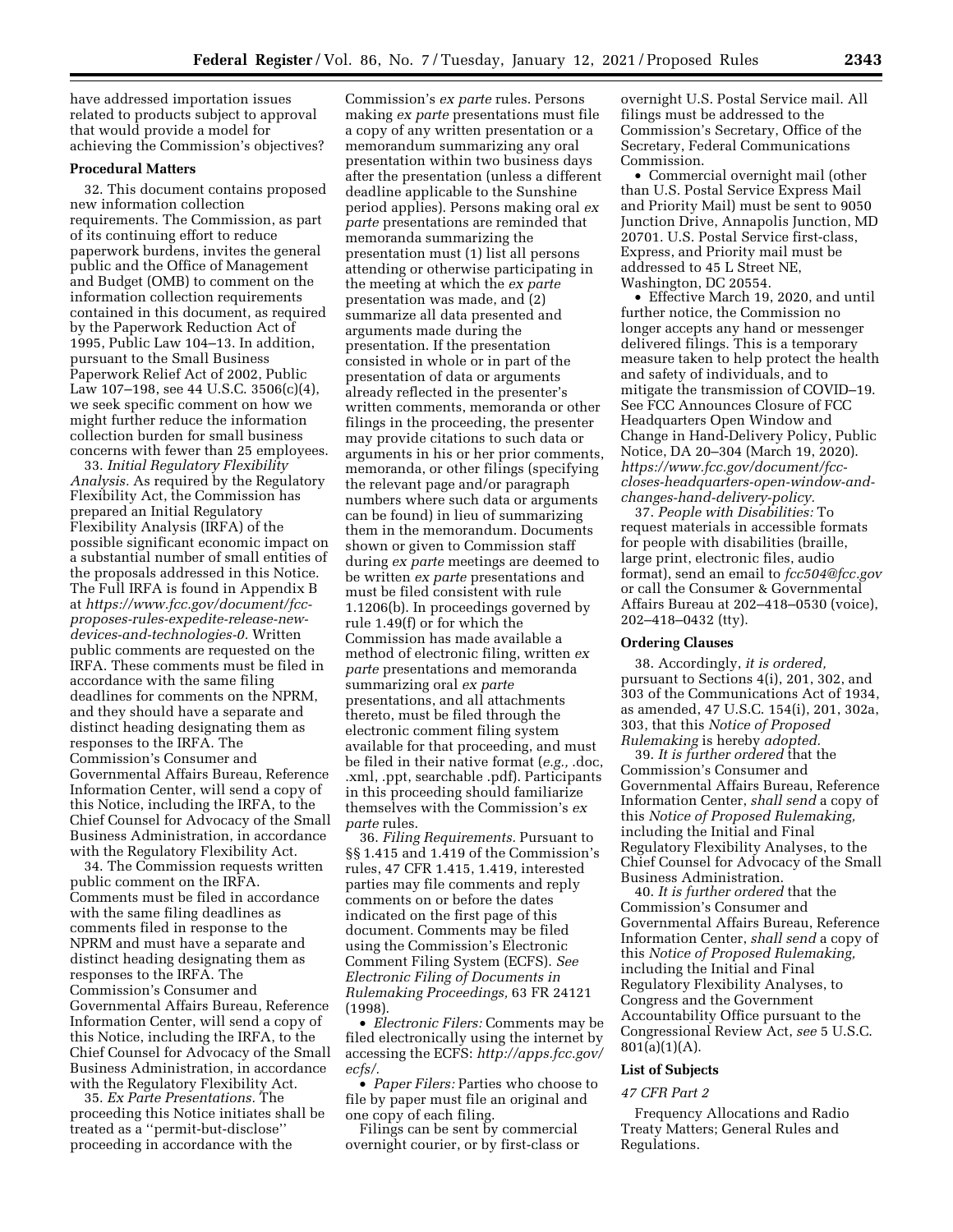have addressed importation issues related to products subject to approval that would provide a model for achieving the Commission's objectives?

**Procedural Matters**

32. This document contains proposed new information collection requirements. The Commission, as part of its continuing effort to reduce paperwork burdens, invites the general public and the Office of Management and Budget (OMB) to comment on the information collection requirements contained in this document, as required by the Paperwork Reduction Act of 1995, Public Law 104–13. In addition, pursuant to the Small Business Paperwork Relief Act of 2002, Public Law 107–198, see 44 U.S.C. 3506(c)(4), we seek specific comment on how we might further reduce the information collection burden for small business concerns with fewer than 25 employees.

33. *Initial Regulatory Flexibility Analysis.* As required by the Regulatory Flexibility Act, the Commission has prepared an Initial Regulatory Flexibility Analysis (IRFA) of the possible significant economic impact on a substantial number of small entities of the proposals addressed in this Notice. The Full IRFA is found in Appendix B at *https://www.fcc.gov/document/fcc-proposes-rules-expedite-release-new-devices-and-technologies-0.* Written public comments are requested on the IRFA. These comments must be filed in accordance with the same filing deadlines for comments on the NPRM, and they should have a separate and distinct heading designating them as responses to the IRFA. The Commission's Consumer and Governmental Affairs Bureau, Reference Information Center, will send a copy of this Notice, including the IRFA, to the Chief Counsel for Advocacy of the Small Business Administration, in accordance with the Regulatory Flexibility Act.

34. The Commission requests written public comment on the IRFA. Comments must be filed in accordance with the same filing deadlines as comments filed in response to the NPRM and must have a separate and distinct heading designating them as responses to the IRFA. The Commission's Consumer and Governmental Affairs Bureau, Reference Information Center, will send a copy of this Notice, including the IRFA, to the Chief Counsel for Advocacy of the Small Business Administration, in accordance with the Regulatory Flexibility Act.

35. *Ex Parte Presentations.* The proceeding this Notice initiates shall be treated as a ''permit-but-disclose'' proceeding in accordance with the Commission's *ex parte* rules. Persons making *ex parte* presentations must file a copy of any written presentation or a memorandum summarizing any oral presentation within two business days after the presentation (unless a different deadline applicable to the Sunshine period applies). Persons making oral *ex parte* presentations are reminded that memoranda summarizing the presentation must (1) list all persons attending or otherwise participating in the meeting at which the *ex parte* presentation was made, and (2) summarize all data presented and arguments made during the presentation. If the presentation consisted in whole or in part of the presentation of data or arguments already reflected in the presenter's written comments, memoranda or other filings in the proceeding, the presenter may provide citations to such data or arguments in his or her prior comments, memoranda, or other filings (specifying the relevant page and/or paragraph numbers where such data or arguments can be found) in lieu of summarizing them in the memorandum. Documents shown or given to Commission staff during *ex parte* meetings are deemed to be written *ex parte* presentations and must be filed consistent with rule 1.1206(b). In proceedings governed by rule 1.49(f) or for which the Commission has made available a method of electronic filing, written *ex parte* presentations and memoranda summarizing oral *ex parte* presentations, and all attachments thereto, must be filed through the electronic comment filing system available for that proceeding, and must be filed in their native format (*e.g.,* .doc, .xml, .ppt, searchable .pdf). Participants in this proceeding should familiarize themselves with the Commission's *ex parte* rules.

36. *Filing Requirements.* Pursuant to §§ 1.415 and 1.419 of the Commission's rules, 47 CFR 1.415, 1.419, interested parties may file comments and reply comments on or before the dates indicated on the first page of this document. Comments may be filed using the Commission's Electronic Comment Filing System (ECFS). *See Electronic Filing of Documents in Rulemaking Proceedings,* 63 FR 24121 (1998).

- *Electronic Filers:* Comments may be filed electronically using the internet by accessing the ECFS: *http://apps.fcc.gov/ecfs/.*
- *Paper Filers:* Parties who choose to file by paper must file an original and one copy of each filing.

Filings can be sent by commercial overnight courier, or by first-class or overnight U.S. Postal Service mail. All filings must be addressed to the Commission's Secretary, Office of the Secretary, Federal Communications Commission.

- Commercial overnight mail (other than U.S. Postal Service Express Mail and Priority Mail) must be sent to 9050 Junction Drive, Annapolis Junction, MD 20701. U.S. Postal Service first-class, Express, and Priority mail must be addressed to 45 L Street NE, Washington, DC 20554.
- Effective March 19, 2020, and until further notice, the Commission no longer accepts any hand or messenger delivered filings. This is a temporary measure taken to help protect the health and safety of individuals, and to mitigate the transmission of COVID–19. See FCC Announces Closure of FCC Headquarters Open Window and Change in Hand-Delivery Policy, Public Notice, DA 20–304 (March 19, 2020). *https://www.fcc.gov/document/fcc-closes-headquarters-open-window-and-changes-hand-delivery-policy.*

37. *People with Disabilities:* To request materials in accessible formats for people with disabilities (braille, large print, electronic files, audio format), send an email to *fcc504@fcc.gov* or call the Consumer & Governmental Affairs Bureau at 202–418–0530 (voice), 202–418–0432 (tty).

**Ordering Clauses**

38. Accordingly, *it is ordered,* pursuant to Sections 4(i), 201, 302, and 303 of the Communications Act of 1934, as amended, 47 U.S.C. 154(i), 201, 302a, 303, that this *Notice of Proposed Rulemaking* is hereby *adopted.*

39. *It is further ordered* that the Commission's Consumer and Governmental Affairs Bureau, Reference Information Center, *shall send* a copy of this *Notice of Proposed Rulemaking,* including the Initial and Final Regulatory Flexibility Analyses, to the Chief Counsel for Advocacy of the Small Business Administration.

40. *It is further ordered* that the Commission's Consumer and Governmental Affairs Bureau, Reference Information Center, *shall send* a copy of this *Notice of Proposed Rulemaking,* including the Initial and Final Regulatory Flexibility Analyses, to Congress and the Government Accountability Office pursuant to the Congressional Review Act, *see* 5 U.S.C. 801(a)(1)(A).

**List of Subjects**

*47 CFR Part 2*

Frequency Allocations and Radio Treaty Matters; General Rules and Regulations.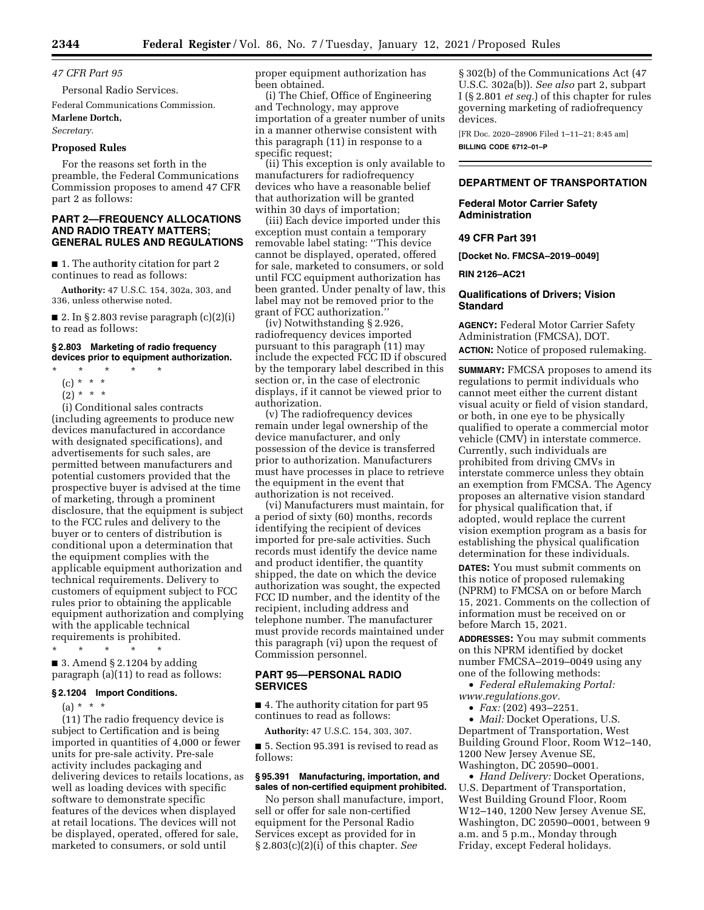*47 CFR Part 95*

Personal Radio Services.

Federal Communications Commission.

**Marlene Dortch,**

*Secretary.*

## Proposed Rules

For the reasons set forth in the preamble, the Federal Communications Commission proposes to amend 47 CFR part 2 as follows:

## PART 2—FREQUENCY ALLOCATIONS AND RADIO TREATY MATTERS; GENERAL RULES AND REGULATIONS

■ 1. The authority citation for part 2 continues to read as follows:

**Authority:** 47 U.S.C. 154, 302a, 303, and 336, unless otherwise noted.

■ 2. In § 2.803 revise paragraph (c)(2)(i) to read as follows:

### § 2.803 Marketing of radio frequency devices prior to equipment authorization.

\* \* \* \* \*

(c) \* \* \*

(2) \* \* \*

(i) Conditional sales contracts (including agreements to produce new devices manufactured in accordance with designated specifications), and advertisements for such sales, are permitted between manufacturers and potential customers provided that the prospective buyer is advised at the time of marketing, through a prominent disclosure, that the equipment is subject to the FCC rules and delivery to the buyer or to centers of distribution is conditional upon a determination that the equipment complies with the applicable equipment authorization and technical requirements. Delivery to customers of equipment subject to FCC rules prior to obtaining the applicable equipment authorization and complying with the applicable technical requirements is prohibited.

\* \* \* \* \*

■ 3. Amend § 2.1204 by adding paragraph (a)(11) to read as follows:

### § 2.1204 Import Conditions.

(a) \* \* \*

(11) The radio frequency device is subject to Certification and is being imported in quantities of 4,000 or fewer units for pre-sale activity. Pre-sale activity includes packaging and delivering devices to retails locations, as well as loading devices with specific software to demonstrate specific features of the devices when displayed at retail locations. The devices will not be displayed, operated, offered for sale, marketed to consumers, or sold until proper equipment authorization has been obtained.

(i) The Chief, Office of Engineering and Technology, may approve importation of a greater number of units in a manner otherwise consistent with this paragraph (11) in response to a specific request;

(ii) This exception is only available to manufacturers for radiofrequency devices who have a reasonable belief that authorization will be granted within 30 days of importation;

(iii) Each device imported under this exception must contain a temporary removable label stating: ''This device cannot be displayed, operated, offered for sale, marketed to consumers, or sold until FCC equipment authorization has been granted. Under penalty of law, this label may not be removed prior to the grant of FCC authorization.''

(iv) Notwithstanding § 2.926, radiofrequency devices imported pursuant to this paragraph (11) may include the expected FCC ID if obscured by the temporary label described in this section or, in the case of electronic displays, if it cannot be viewed prior to authorization.

(v) The radiofrequency devices remain under legal ownership of the device manufacturer, and only possession of the device is transferred prior to authorization. Manufacturers must have processes in place to retrieve the equipment in the event that authorization is not received.

(vi) Manufacturers must maintain, for a period of sixty (60) months, records identifying the recipient of devices imported for pre-sale activities. Such records must identify the device name and product identifier, the quantity shipped, the date on which the device authorization was sought, the expected FCC ID number, and the identity of the recipient, including address and telephone number. The manufacturer must provide records maintained under this paragraph (vi) upon the request of Commission personnel.

## PART 95—PERSONAL RADIO SERVICES

■ 4. The authority citation for part 95 continues to read as follows:

**Authority:** 47 U.S.C. 154, 303, 307.

■ 5. Section 95.391 is revised to read as follows:

### § 95.391 Manufacturing, importation, and sales of non-certified equipment prohibited.

No person shall manufacture, import, sell or offer for sale non-certified equipment for the Personal Radio Services except as provided for in § 2.803(c)(2)(i) of this chapter. *See* § 302(b) of the Communications Act (47 U.S.C. 302a(b)). *See also* part 2, subpart I (§ 2.801 *et seq.*) of this chapter for rules governing marketing of radiofrequency devices.

[FR Doc. 2020–28906 Filed 1–11–21; 8:45 am]

**BILLING CODE 6712–01–P**

---

## DEPARTMENT OF TRANSPORTATION

## Federal Motor Carrier Safety Administration

## 49 CFR Part 391

**[Docket No. FMCSA–2019–0049]**

**RIN 2126–AC21**

## Qualifications of Drivers; Vision Standard

**AGENCY:** Federal Motor Carrier Safety Administration (FMCSA), DOT.

**ACTION:** Notice of proposed rulemaking.

**SUMMARY:** FMCSA proposes to amend its regulations to permit individuals who cannot meet either the current distant visual acuity or field of vision standard, or both, in one eye to be physically qualified to operate a commercial motor vehicle (CMV) in interstate commerce. Currently, such individuals are prohibited from driving CMVs in interstate commerce unless they obtain an exemption from FMCSA. The Agency proposes an alternative vision standard for physical qualification that, if adopted, would replace the current vision exemption program as a basis for establishing the physical qualification determination for these individuals.

**DATES:** You must submit comments on this notice of proposed rulemaking (NPRM) to FMCSA on or before March 15, 2021. Comments on the collection of information must be received on or before March 15, 2021.

**ADDRESSES:** You may submit comments on this NPRM identified by docket number FMCSA–2019–0049 using any one of the following methods:

- *Federal eRulemaking Portal: www.regulations.gov.*
- *Fax:* (202) 493–2251.
- *Mail:* Docket Operations, U.S. Department of Transportation, West Building Ground Floor, Room W12–140, 1200 New Jersey Avenue SE, Washington, DC 20590–0001.
- *Hand Delivery:* Docket Operations, U.S. Department of Transportation, West Building Ground Floor, Room W12–140, 1200 New Jersey Avenue SE, Washington, DC 20590–0001, between 9 a.m. and 5 p.m., Monday through Friday, except Federal holidays.